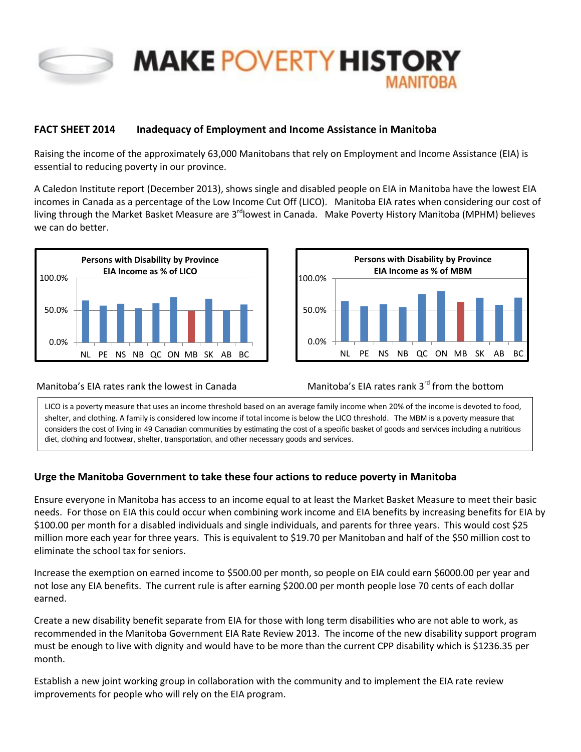# MAKE POVERTY HISTORY MANITOBA

**FACT SHEET 2014 Inadequacy of Employment and Income Assistance in Manitoba**

Raising the income of the approximately 63,000 Manitobans that rely on Employment and Income Assistance (EIA) is essential to reducing poverty in our province.

A Caledon Institute report (December 2013), shows single and disabled people on EIA in Manitoba have the lowest EIA incomes in Canada as a percentage of the Low Income Cut Off (LICO). Manitoba EIA rates when considering our cost of living through the Market Basket Measure are 3rd lowest in Canada. Make Poverty History Manitoba (MPHM) believes we can do better.

**Persons with Disability by Province EIA Income as % of LICO**

100.0%
50.0%
0.0%

NL PE NS NB QC ON MB SK AB BC

Manitoba's EIA rates rank the lowest in Canada

**Persons with Disability by Province EIA Income as % of MBM**

100.0%
50.0%
0.0%

NL PE NS NB QC ON MB SK AB BC

Manitoba's EIA rates rank 3rd from the bottom

LICO is a poverty measure that uses an income threshold based on an average family income when 20% of the income is devoted to food, shelter, and clothing. A family is considered low income if total income is below the LICO threshold. The MBM is a poverty measure that considers the cost of living in 49 Canadian communities by estimating the cost of a specific basket of goods and services including a nutritious diet, clothing and footwear, shelter, transportation, and other necessary goods and services.

## Urge the Manitoba Government to take these four actions to reduce poverty in Manitoba

Ensure everyone in Manitoba has access to an income equal to at least the Market Basket Measure to meet their basic needs. For those on EIA this could occur when combining work income and EIA benefits by increasing benefits for EIA by $100.00 per month for a disabled individuals and single individuals, and parents for three years. This would cost $25 million more each year for three years. This is equivalent to $19.70 per Manitoban and half of the $50 million cost to eliminate the school tax for seniors.

Increase the exemption on earned income to $500.00 per month, so people on EIA could earn $6000.00 per year and not lose any EIA benefits. The current rule is after earning $200.00 per month people lose 70 cents of each dollar earned.

Create a new disability benefit separate from EIA for those with long term disabilities who are not able to work, as recommended in the Manitoba Government EIA Rate Review 2013. The income of the new disability support program must be enough to live with dignity and would have to be more than the current CPP disability which is $1236.35 per month.

Establish a new joint working group in collaboration with the community and to implement the EIA rate review improvements for people who will rely on the EIA program.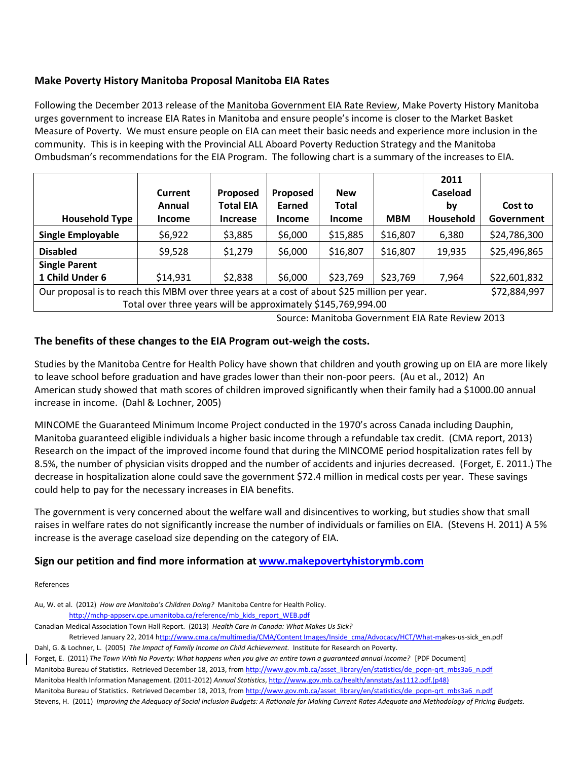## Make Poverty History Manitoba Proposal Manitoba EIA Rates

Following the December 2013 release of the Manitoba Government EIA Rate Review, Make Poverty History Manitoba urges government to increase EIA Rates in Manitoba and ensure people's income is closer to the Market Basket Measure of Poverty. We must ensure people on EIA can meet their basic needs and experience more inclusion in the community. This is in keeping with the Provincial ALL Aboard Poverty Reduction Strategy and the Manitoba Ombudsman's recommendations for the EIA Program. The following chart is a summary of the increases to EIA.

| Household Type | Current Annual Income | Proposed Total EIA Increase | Proposed Earned Income | New Total Income | MBM | 2011 Caseload by Household | Cost to Government |
|---|---|---|---|---|---|---|---|
| **Single Employable** | $6,922 | $3,885 | $6,000 | $15,885 | $16,807 | 6,380 | $24,786,300 |
| **Disabled** | $9,528 | $1,279 | $6,000 | $16,807 | $16,807 | 19,935 | $25,496,865 |
| **Single Parent 1 Child Under 6** | $14,931 | $2,838 | $6,000 | $23,769 | $23,769 | 7,964 | $22,601,832 |
| Our proposal is to reach this MBM over three years at a cost of about $25 million per year. Total over three years will be approximately $145,769,994.00 | | | | | | | $72,884,997 |

Source: Manitoba Government EIA Rate Review 2013

### The benefits of these changes to the EIA Program out-weigh the costs.

Studies by the Manitoba Centre for Health Policy have shown that children and youth growing up on EIA are more likely to leave school before graduation and have grades lower than their non-poor peers. (Au et al., 2012) An American study showed that math scores of children improved significantly when their family had a $1000.00 annual increase in income. (Dahl & Lochner, 2005)

MINCOME the Guaranteed Minimum Income Project conducted in the 1970's across Canada including Dauphin, Manitoba guaranteed eligible individuals a higher basic income through a refundable tax credit. (CMA report, 2013) Research on the impact of the improved income found that during the MINCOME period hospitalization rates fell by 8.5%, the number of physician visits dropped and the number of accidents and injuries decreased. (Forget, E. 2011.) The decrease in hospitalization alone could save the government $72.4 million in medical costs per year. These savings could help to pay for the necessary increases in EIA benefits.

The government is very concerned about the welfare wall and disincentives to working, but studies show that small raises in welfare rates do not significantly increase the number of individuals or families on EIA. (Stevens H. 2011) A 5% increase is the average caseload size depending on the category of EIA.

### Sign our petition and find more information at www.makepovertyhistorymb.com

References

Au, W. et al. (2012) *How are Manitoba's Children Doing?* Manitoba Centre for Health Policy. http://mchp-appserv.cpe.umanitoba.ca/reference/mb_kids_report_WEB.pdf

Canadian Medical Association Town Hall Report. (2013) *Health Care In Canada: What Makes Us Sick?* Retrieved January 22, 2014 http://www.cma.ca/multimedia/CMA/Content Images/Inside_cma/Advocacy/HCT/What-makes-us-sick_en.pdf

Dahl, G. & Lochner, L. (2005) *The Impact of Family Income on Child Achievement.* Institute for Research on Poverty.

Forget, E. (2011) *The Town With No Poverty: What happens when you give an entire town a guaranteed annual income?* [PDF Document]

Manitoba Bureau of Statistics. Retrieved December 18, 2013, from http://www.gov.mb.ca/asset_library/en/statistics/de_popn-qrt_mbs3a6_n.pdf

Manitoba Health Information Management. (2011-2012) *Annual Statistics*, http://www.gov.mb.ca/health/annstats/as1112.pdf.(p48)

Manitoba Bureau of Statistics. Retrieved December 18, 2013, from http://www.gov.mb.ca/asset_library/en/statistics/de_popn-qrt_mbs3a6_n.pdf

Stevens, H. (2011) *Improving the Adequacy of Social inclusion Budgets: A Rationale for Making Current Rates Adequate and Methodology of Pricing Budgets.*